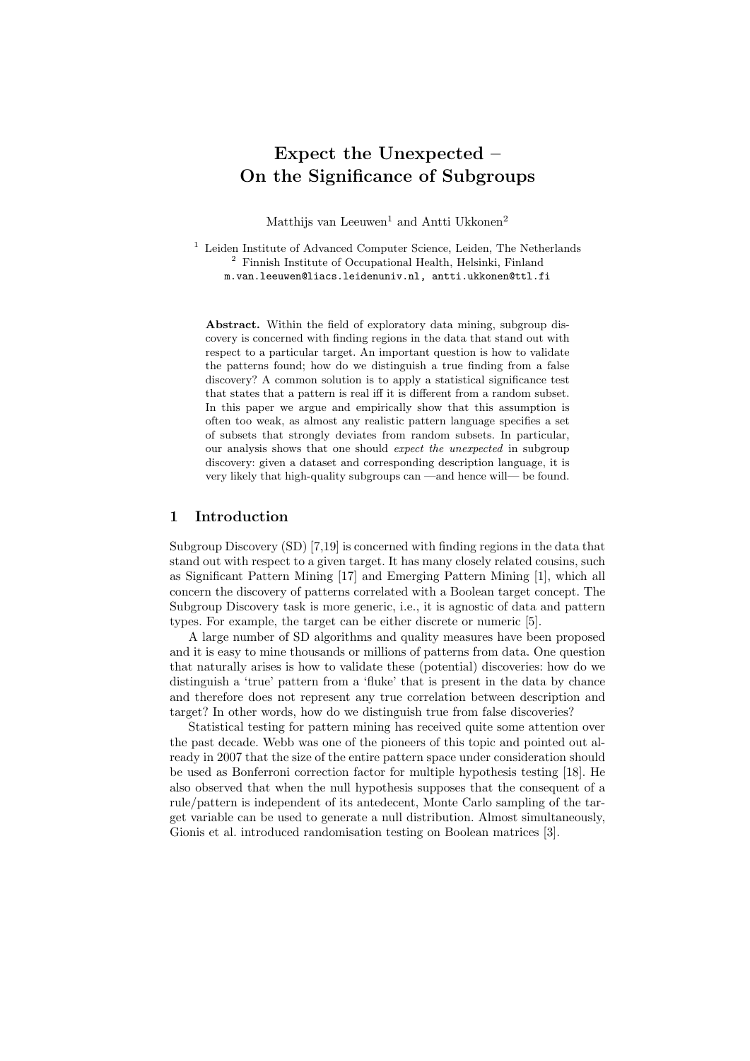# Expect the Unexpected – On the Significance of Subgroups

Matthijs van Leeuwen[1] and Antti Ukkonen[2]

[1] Leiden Institute of Advanced Computer Science, Leiden, The Netherlands
[2] Finnish Institute of Occupational Health, Helsinki, Finland
m.van.leeuwen@liacs.leidenuniv.nl, antti.ukkonen@ttl.fi

**Abstract.** Within the field of exploratory data mining, subgroup discovery is concerned with finding regions in the data that stand out with respect to a particular target. An important question is how to validate the patterns found; how do we distinguish a true finding from a false discovery? A common solution is to apply a statistical significance test that states that a pattern is real iff it is different from a random subset. In this paper we argue and empirically show that this assumption is often too weak, as almost any realistic pattern language specifies a set of subsets that strongly deviates from random subsets. In particular, our analysis shows that one should *expect the unexpected* in subgroup discovery: given a dataset and corresponding description language, it is very likely that high-quality subgroups can —and hence will— be found.

## 1 Introduction

Subgroup Discovery (SD) [7,19] is concerned with finding regions in the data that stand out with respect to a given target. It has many closely related cousins, such as Significant Pattern Mining [17] and Emerging Pattern Mining [1], which all concern the discovery of patterns correlated with a Boolean target concept. The Subgroup Discovery task is more generic, i.e., it is agnostic of data and pattern types. For example, the target can be either discrete or numeric [5].

A large number of SD algorithms and quality measures have been proposed and it is easy to mine thousands or millions of patterns from data. One question that naturally arises is how to validate these (potential) discoveries: how do we distinguish a 'true' pattern from a 'fluke' that is present in the data by chance and therefore does not represent any true correlation between description and target? In other words, how do we distinguish true from false discoveries?

Statistical testing for pattern mining has received quite some attention over the past decade. Webb was one of the pioneers of this topic and pointed out already in 2007 that the size of the entire pattern space under consideration should be used as Bonferroni correction factor for multiple hypothesis testing [18]. He also observed that when the null hypothesis supposes that the consequent of a rule/pattern is independent of its antecedent, Monte Carlo sampling of the target variable can be used to generate a null distribution. Almost simultaneously, Gionis et al. introduced randomisation testing on Boolean matrices [3].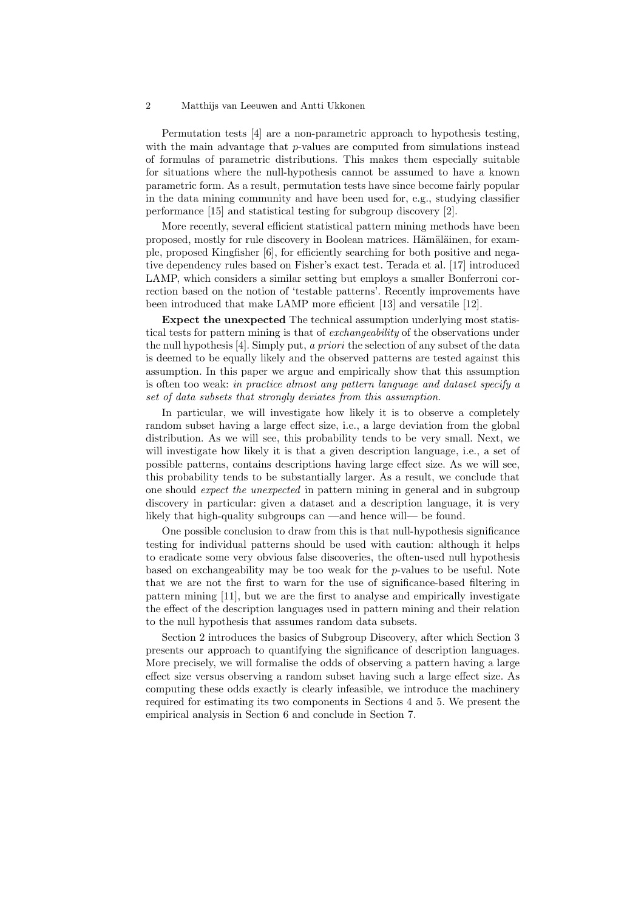Permutation tests [4] are a non-parametric approach to hypothesis testing, with the main advantage that $p$-values are computed from simulations instead of formulas of parametric distributions. This makes them especially suitable for situations where the null-hypothesis cannot be assumed to have a known parametric form. As a result, permutation tests have since become fairly popular in the data mining community and have been used for, e.g., studying classifier performance [15] and statistical testing for subgroup discovery [2].

More recently, several efficient statistical pattern mining methods have been proposed, mostly for rule discovery in Boolean matrices. Hämäläinen, for example, proposed Kingfisher [6], for efficiently searching for both positive and negative dependency rules based on Fisher's exact test. Terada et al. [17] introduced LAMP, which considers a similar setting but employs a smaller Bonferroni correction based on the notion of 'testable patterns'. Recently improvements have been introduced that make LAMP more efficient [13] and versatile [12].

**Expect the unexpected** The technical assumption underlying most statistical tests for pattern mining is that of *exchangeability* of the observations under the null hypothesis [4]. Simply put, *a priori* the selection of any subset of the data is deemed to be equally likely and the observed patterns are tested against this assumption. In this paper we argue and empirically show that this assumption is often too weak: *in practice almost any pattern language and dataset specify a set of data subsets that strongly deviates from this assumption*.

In particular, we will investigate how likely it is to observe a completely random subset having a large effect size, i.e., a large deviation from the global distribution. As we will see, this probability tends to be very small. Next, we will investigate how likely it is that a given description language, i.e., a set of possible patterns, contains descriptions having large effect size. As we will see, this probability tends to be substantially larger. As a result, we conclude that one should *expect the unexpected* in pattern mining in general and in subgroup discovery in particular: given a dataset and a description language, it is very likely that high-quality subgroups can —and hence will— be found.

One possible conclusion to draw from this is that null-hypothesis significance testing for individual patterns should be used with caution: although it helps to eradicate some very obvious false discoveries, the often-used null hypothesis based on exchangeability may be too weak for the $p$-values to be useful. Note that we are not the first to warn for the use of significance-based filtering in pattern mining [11], but we are the first to analyse and empirically investigate the effect of the description languages used in pattern mining and their relation to the null hypothesis that assumes random data subsets.

Section 2 introduces the basics of Subgroup Discovery, after which Section 3 presents our approach to quantifying the significance of description languages. More precisely, we will formalise the odds of observing a pattern having a large effect size versus observing a random subset having such a large effect size. As computing these odds exactly is clearly infeasible, we introduce the machinery required for estimating its two components in Sections 4 and 5. We present the empirical analysis in Section 6 and conclude in Section 7.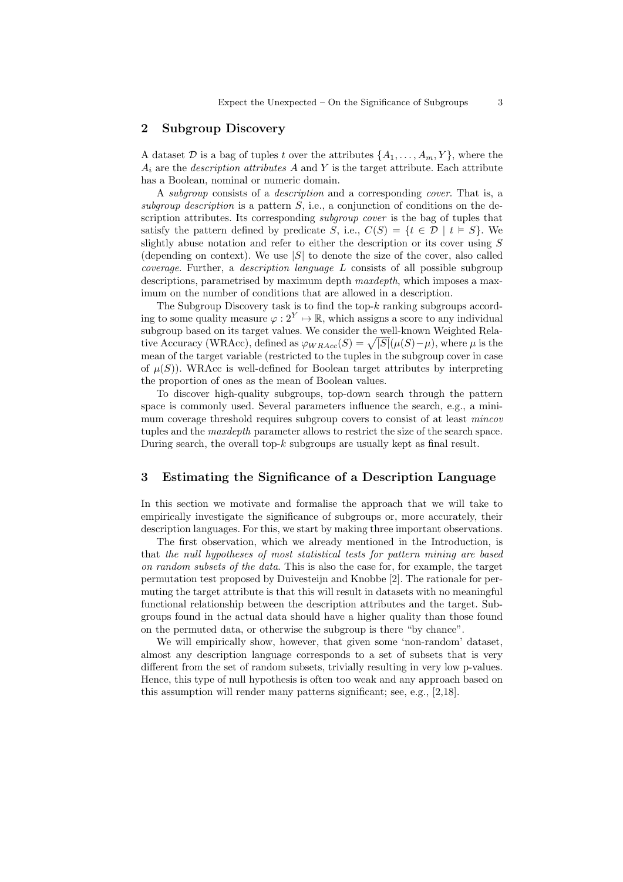## 2 Subgroup Discovery

A dataset $\mathcal{D}$ is a bag of tuples $t$ over the attributes $\{A_1, \ldots, A_m, Y\}$, where the $A_i$ are the *description attributes* $A$ and $Y$ is the target attribute. Each attribute has a Boolean, nominal or numeric domain.

A *subgroup* consists of a *description* and a corresponding *cover*. That is, a *subgroup description* is a pattern $S$, i.e., a conjunction of conditions on the description attributes. Its corresponding *subgroup cover* is the bag of tuples that satisfy the pattern defined by predicate $S$, i.e., $C(S) = \{t \in \mathcal{D} \mid t \vDash S\}$. We slightly abuse notation and refer to either the description or its cover using $S$ (depending on context). We use $|S|$ to denote the size of the cover, also called *coverage*. Further, a *description language* $L$ consists of all possible subgroup descriptions, parametrised by maximum depth *maxdepth*, which imposes a maximum on the number of conditions that are allowed in a description.

The Subgroup Discovery task is to find the top-$k$ ranking subgroups according to some quality measure $\varphi : 2^Y \mapsto \mathbb{R}$, which assigns a score to any individual subgroup based on its target values. We consider the well-known Weighted Relative Accuracy (WRAcc), defined as $\varphi_{WRAcc}(S) = \sqrt{|S|}(\mu(S) - \mu)$, where $\mu$ is the mean of the target variable (restricted to the tuples in the subgroup cover in case of $\mu(S)$). WRAcc is well-defined for Boolean target attributes by interpreting the proportion of ones as the mean of Boolean values.

To discover high-quality subgroups, top-down search through the pattern space is commonly used. Several parameters influence the search, e.g., a minimum coverage threshold requires subgroup covers to consist of at least *mincov* tuples and the *maxdepth* parameter allows to restrict the size of the search space. During search, the overall top-$k$ subgroups are usually kept as final result.

## 3 Estimating the Significance of a Description Language

In this section we motivate and formalise the approach that we will take to empirically investigate the significance of subgroups or, more accurately, their description languages. For this, we start by making three important observations.

The first observation, which we already mentioned in the Introduction, is that *the null hypotheses of most statistical tests for pattern mining are based on random subsets of the data*. This is also the case for, for example, the target permutation test proposed by Duivesteijn and Knobbe [2]. The rationale for permuting the target attribute is that this will result in datasets with no meaningful functional relationship between the description attributes and the target. Subgroups found in the actual data should have a higher quality than those found on the permuted data, or otherwise the subgroup is there "by chance".

We will empirically show, however, that given some 'non-random' dataset, almost any description language corresponds to a set of subsets that is very different from the set of random subsets, trivially resulting in very low p-values. Hence, this type of null hypothesis is often too weak and any approach based on this assumption will render many patterns significant; see, e.g., [2,18].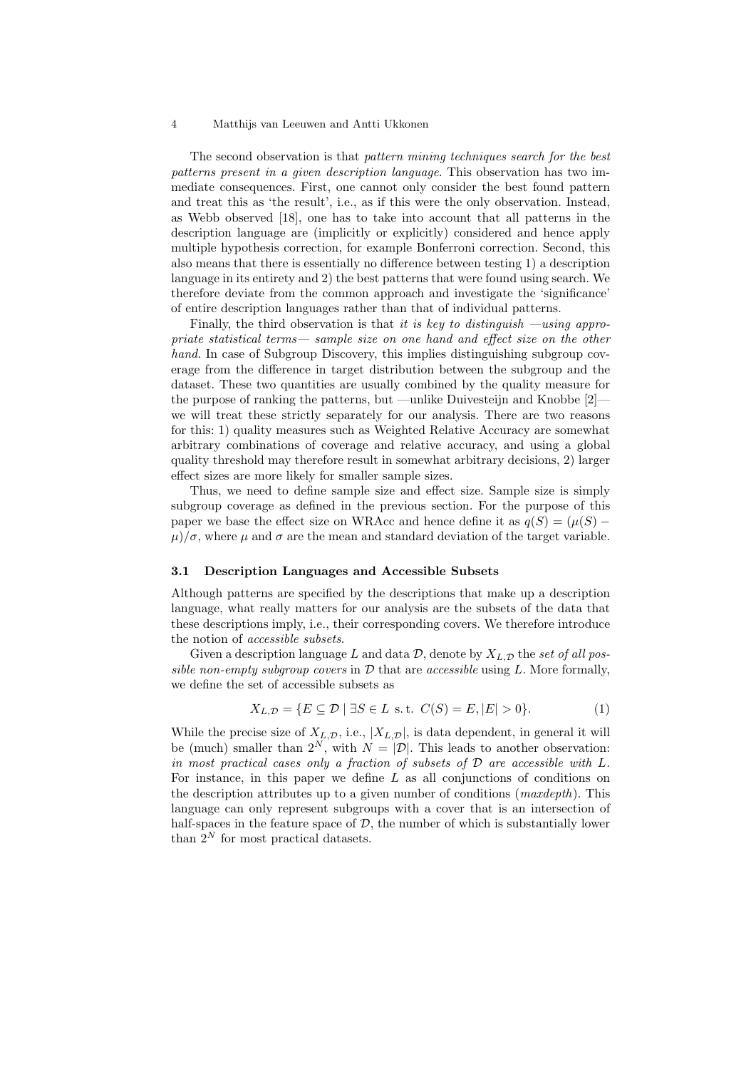The second observation is that *pattern mining techniques search for the best patterns present in a given description language*. This observation has two immediate consequences. First, one cannot only consider the best found pattern and treat this as 'the result', i.e., as if this were the only observation. Instead, as Webb observed [18], one has to take into account that all patterns in the description language are (implicitly or explicitly) considered and hence apply multiple hypothesis correction, for example Bonferroni correction. Second, this also means that there is essentially no difference between testing 1) a description language in its entirety and 2) the best patterns that were found using search. We therefore deviate from the common approach and investigate the 'significance' of entire description languages rather than that of individual patterns.

Finally, the third observation is that *it is key to distinguish —using appropriate statistical terms— sample size on one hand and effect size on the other hand*. In case of Subgroup Discovery, this implies distinguishing subgroup coverage from the difference in target distribution between the subgroup and the dataset. These two quantities are usually combined by the quality measure for the purpose of ranking the patterns, but —unlike Duivesteijn and Knobbe [2]— we will treat these strictly separately for our analysis. There are two reasons for this: 1) quality measures such as Weighted Relative Accuracy are somewhat arbitrary combinations of coverage and relative accuracy, and using a global quality threshold may therefore result in somewhat arbitrary decisions, 2) larger effect sizes are more likely for smaller sample sizes.

Thus, we need to define sample size and effect size. Sample size is simply subgroup coverage as defined in the previous section. For the purpose of this paper we base the effect size on WRAcc and hence define it as $q(S) = (\mu(S) - \mu)/\sigma$, where $\mu$ and $\sigma$ are the mean and standard deviation of the target variable.

### 3.1 Description Languages and Accessible Subsets

Although patterns are specified by the descriptions that make up a description language, what really matters for our analysis are the subsets of the data that these descriptions imply, i.e., their corresponding covers. We therefore introduce the notion of *accessible subsets*.

Given a description language $L$ and data $\mathcal{D}$, denote by $X_{L,\mathcal{D}}$ the *set of all possible non-empty subgroup covers* in $\mathcal{D}$ that are *accessible* using $L$. More formally, we define the set of accessible subsets as

$$X_{L,\mathcal{D}} = \{E \subseteq \mathcal{D} \mid \exists S \in L \text{ s.t. } C(S) = E, |E| > 0\}. \quad (1)$$

While the precise size of $X_{L,\mathcal{D}}$, i.e., $|X_{L,\mathcal{D}}|$, is data dependent, in general it will be (much) smaller than $2^N$, with $N = |\mathcal{D}|$. This leads to another observation: *in most practical cases only a fraction of subsets of $\mathcal{D}$ are accessible with $L$*. For instance, in this paper we define $L$ as all conjunctions of conditions on the description attributes up to a given number of conditions (*maxdepth*). This language can only represent subgroups with a cover that is an intersection of half-spaces in the feature space of $\mathcal{D}$, the number of which is substantially lower than $2^N$ for most practical datasets.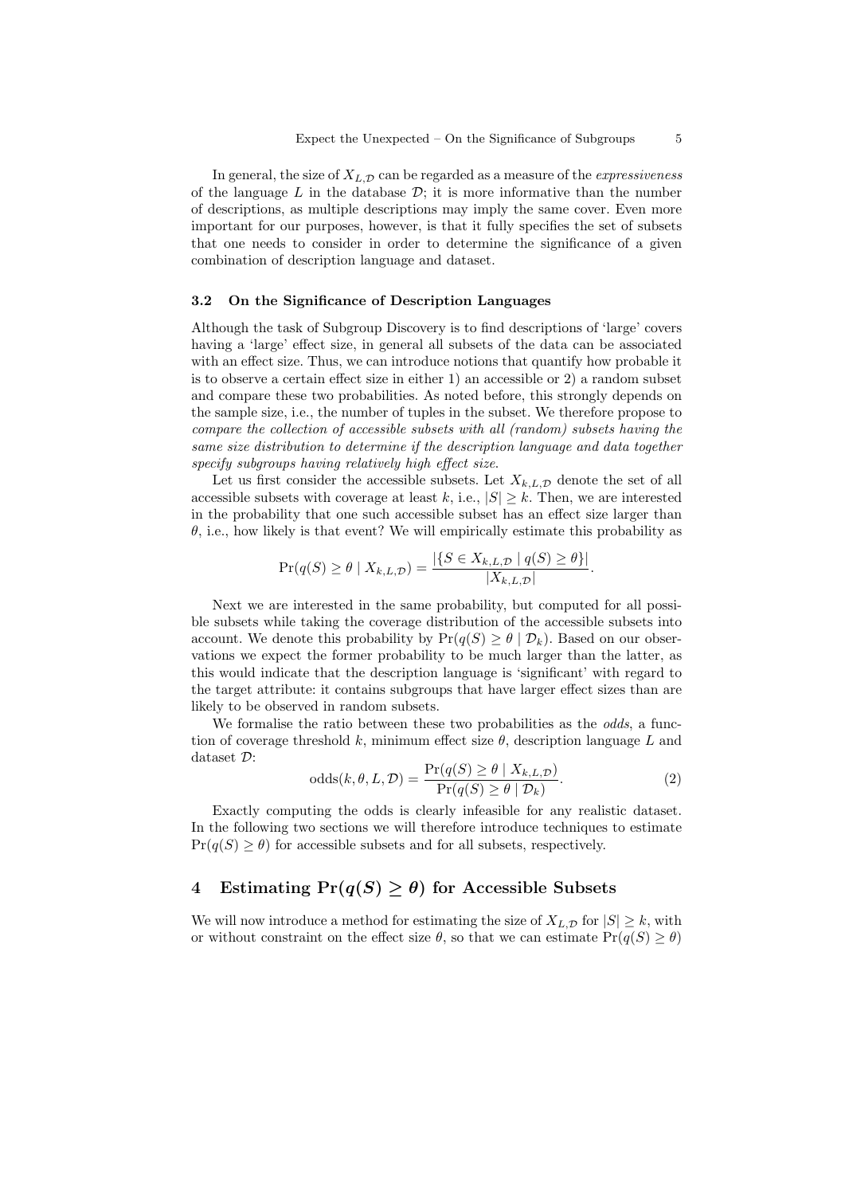In general, the size of $X_{L,\mathcal{D}}$ can be regarded as a measure of the *expressiveness* of the language $L$ in the database $\mathcal{D}$; it is more informative than the number of descriptions, as multiple descriptions may imply the same cover. Even more important for our purposes, however, is that it fully specifies the set of subsets that one needs to consider in order to determine the significance of a given combination of description language and dataset.

### 3.2 On the Significance of Description Languages

Although the task of Subgroup Discovery is to find descriptions of 'large' covers having a 'large' effect size, in general all subsets of the data can be associated with an effect size. Thus, we can introduce notions that quantify how probable it is to observe a certain effect size in either 1) an accessible or 2) a random subset and compare these two probabilities. As noted before, this strongly depends on the sample size, i.e., the number of tuples in the subset. We therefore propose to *compare the collection of accessible subsets with all (random) subsets having the same size distribution to determine if the description language and data together specify subgroups having relatively high effect size.*

Let us first consider the accessible subsets. Let $X_{k,L,\mathcal{D}}$ denote the set of all accessible subsets with coverage at least $k$, i.e., $|S| \geq k$. Then, we are interested in the probability that one such accessible subset has an effect size larger than $\theta$, i.e., how likely is that event? We will empirically estimate this probability as

$$\Pr(q(S) \geq \theta \mid X_{k,L,\mathcal{D}}) = \frac{|\{S \in X_{k,L,\mathcal{D}} \mid q(S) \geq \theta\}|}{|X_{k,L,\mathcal{D}}|}.$$

Next we are interested in the same probability, but computed for all possible subsets while taking the coverage distribution of the accessible subsets into account. We denote this probability by $\Pr(q(S) \geq \theta \mid \mathcal{D}_k)$. Based on our observations we expect the former probability to be much larger than the latter, as this would indicate that the description language is 'significant' with regard to the target attribute: it contains subgroups that have larger effect sizes than are likely to be observed in random subsets.

We formalise the ratio between these two probabilities as the *odds*, a function of coverage threshold $k$, minimum effect size $\theta$, description language $L$ and dataset $\mathcal{D}$:

$$\text{odds}(k, \theta, L, \mathcal{D}) = \frac{\Pr(q(S) \geq \theta \mid X_{k,L,\mathcal{D}})}{\Pr(q(S) \geq \theta \mid \mathcal{D}_k)}. \tag{2}$$

Exactly computing the odds is clearly infeasible for any realistic dataset. In the following two sections we will therefore introduce techniques to estimate $\Pr(q(S) \geq \theta)$ for accessible subsets and for all subsets, respectively.

## 4 Estimating $\Pr(q(S) \geq \theta)$ for Accessible Subsets

We will now introduce a method for estimating the size of $X_{L,\mathcal{D}}$ for $|S| \geq k$, with or without constraint on the effect size $\theta$, so that we can estimate $\Pr(q(S) \geq \theta)$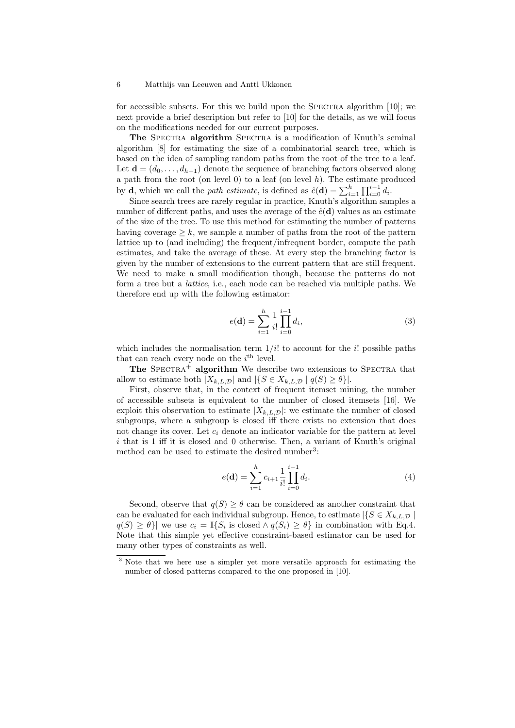for accessible subsets. For this we build upon the Spectra algorithm [10]; we next provide a brief description but refer to [10] for the details, as we will focus on the modifications needed for our current purposes.

**The Spectra algorithm** Spectra is a modification of Knuth's seminal algorithm [8] for estimating the size of a combinatorial search tree, which is based on the idea of sampling random paths from the root of the tree to a leaf. Let $\mathbf{d} = (d_0, \ldots, d_{h-1})$ denote the sequence of branching factors observed along a path from the root (on level 0) to a leaf (on level $h$). The estimate produced by $\mathbf{d}$, which we call the *path estimate*, is defined as $\hat{e}(\mathbf{d}) = \sum_{i=1}^{h} \prod_{i=0}^{i-1} d_i$.

Since search trees are rarely regular in practice, Knuth's algorithm samples a number of different paths, and uses the average of the $\hat{e}(\mathbf{d})$ values as an estimate of the size of the tree. To use this method for estimating the number of patterns having coverage $\geq k$, we sample a number of paths from the root of the pattern lattice up to (and including) the frequent/infrequent border, compute the path estimates, and take the average of these. At every step the branching factor is given by the number of extensions to the current pattern that are still frequent. We need to make a small modification though, because the patterns do not form a tree but a *lattice*, i.e., each node can be reached via multiple paths. We therefore end up with the following estimator:

$$e(\mathbf{d}) = \sum_{i=1}^{h} \frac{1}{i!} \prod_{i=0}^{i-1} d_i, \tag{3}$$

which includes the normalisation term $1/i!$ to account for the $i!$ possible paths that can reach every node on the $i^{\text{th}}$ level.

**The Spectra$^+$ algorithm** We describe two extensions to Spectra that allow to estimate both $|X_{k,L,\mathcal{D}}|$ and $|\{S \in X_{k,L,\mathcal{D}} \mid q(S) \geq \theta\}|$.

First, observe that, in the context of frequent itemset mining, the number of accessible subsets is equivalent to the number of closed itemsets [16]. We exploit this observation to estimate $|X_{k,L,\mathcal{D}}|$: we estimate the number of closed subgroups, where a subgroup is closed iff there exists no extension that does not change its cover. Let $c_i$ denote an indicator variable for the pattern at level $i$ that is 1 iff it is closed and 0 otherwise. Then, a variant of Knuth's original method can be used to estimate the desired number[3]:

$$e(\mathbf{d}) = \sum_{i=1}^{h} c_{i+1} \frac{1}{i!} \prod_{i=0}^{i-1} d_i. \tag{4}$$

Second, observe that $q(S) \geq \theta$ can be considered as another constraint that can be evaluated for each individual subgroup. Hence, to estimate $|\{S \in X_{k,L,\mathcal{D}} \mid q(S) \geq \theta\}|$ we use $c_i = \mathbb{I}\{S_i \text{ is closed} \wedge q(S_i) \geq \theta\}$ in combination with Eq.4. Note that this simple yet effective constraint-based estimator can be used for many other types of constraints as well.

[3] Note that we here use a simpler yet more versatile approach for estimating the number of closed patterns compared to the one proposed in [10].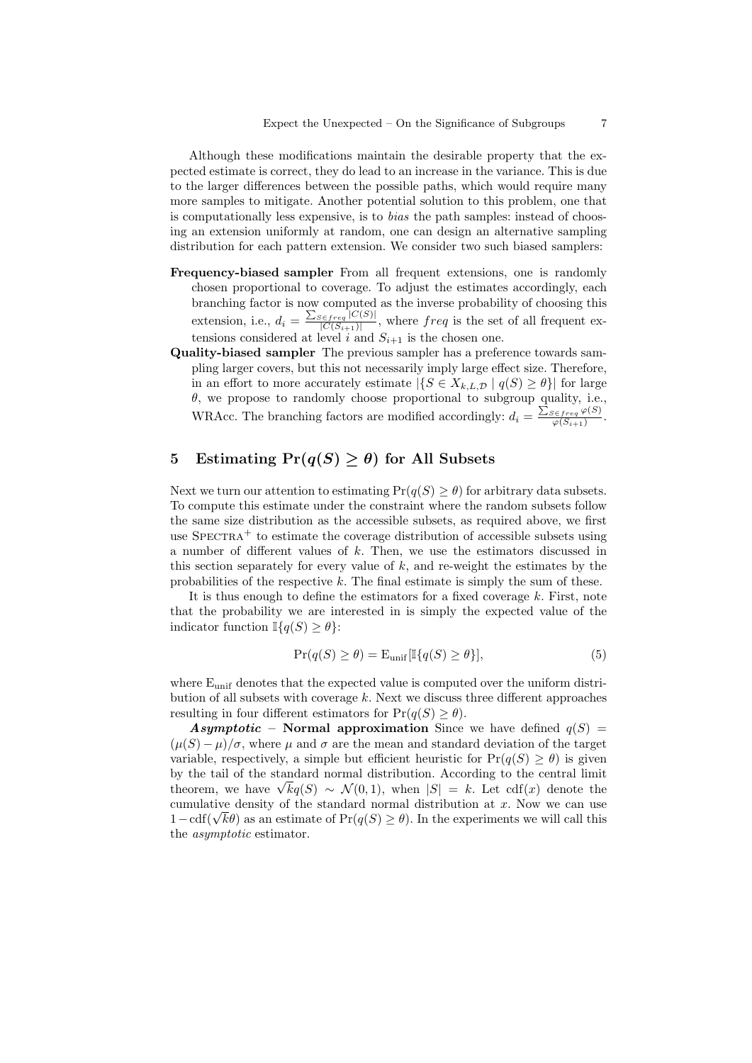Although these modifications maintain the desirable property that the expected estimate is correct, they do lead to an increase in the variance. This is due to the larger differences between the possible paths, which would require many more samples to mitigate. Another potential solution to this problem, one that is computationally less expensive, is to *bias* the path samples: instead of choosing an extension uniformly at random, one can design an alternative sampling distribution for each pattern extension. We consider two such biased samplers:

**Frequency-biased sampler** From all frequent extensions, one is randomly chosen proportional to coverage. To adjust the estimates accordingly, each branching factor is now computed as the inverse probability of choosing this extension, i.e., $d_i = \frac{\sum_{S \in freq} |C(S)|}{|C(S_{i+1})|}$, where $freq$ is the set of all frequent extensions considered at level $i$ and $S_{i+1}$ is the chosen one.

**Quality-biased sampler** The previous sampler has a preference towards sampling larger covers, but this not necessarily imply large effect size. Therefore, in an effort to more accurately estimate $|\{S \in X_{k,L,\mathcal{D}} \mid q(S) \geq \theta\}|$ for large $\theta$, we propose to randomly choose proportional to subgroup quality, i.e., WRAcc. The branching factors are modified accordingly: $d_i = \frac{\sum_{S \in freq} \varphi(S)}{\varphi(S_{i+1})}$.

## 5 Estimating $\Pr(q(S) \geq \theta)$ for All Subsets

Next we turn our attention to estimating $\Pr(q(S) \geq \theta)$ for arbitrary data subsets. To compute this estimate under the constraint where the random subsets follow the same size distribution as the accessible subsets, as required above, we first use SPECTRA$^+$ to estimate the coverage distribution of accessible subsets using a number of different values of $k$. Then, we use the estimators discussed in this section separately for every value of $k$, and re-weight the estimates by the probabilities of the respective $k$. The final estimate is simply the sum of these.

It is thus enough to define the estimators for a fixed coverage $k$. First, note that the probability we are interested in is simply the expected value of the indicator function $\mathbb{I}\{q(S) \geq \theta\}$:

$$\Pr(q(S) \geq \theta) = \mathrm{E}_{\mathrm{unif}}[\mathbb{I}\{q(S) \geq \theta\}], \tag{5}$$

where $\mathrm{E}_{\mathrm{unif}}$ denotes that the expected value is computed over the uniform distribution of all subsets with coverage $k$. Next we discuss three different approaches resulting in four different estimators for $\Pr(q(S) \geq \theta)$.

***Asymptotic* – Normal approximation** Since we have defined $q(S) = (\mu(S) - \mu)/\sigma$, where $\mu$ and $\sigma$ are the mean and standard deviation of the target variable, respectively, a simple but efficient heuristic for $\Pr(q(S) \geq \theta)$ is given by the tail of the standard normal distribution. According to the central limit theorem, we have $\sqrt{k}q(S) \sim \mathcal{N}(0, 1)$, when $|S| = k$. Let $\mathrm{cdf}(x)$ denote the cumulative density of the standard normal distribution at $x$. Now we can use $1 - \mathrm{cdf}(\sqrt{k}\theta)$ as an estimate of $\Pr(q(S) \geq \theta)$. In the experiments we will call this the *asymptotic* estimator.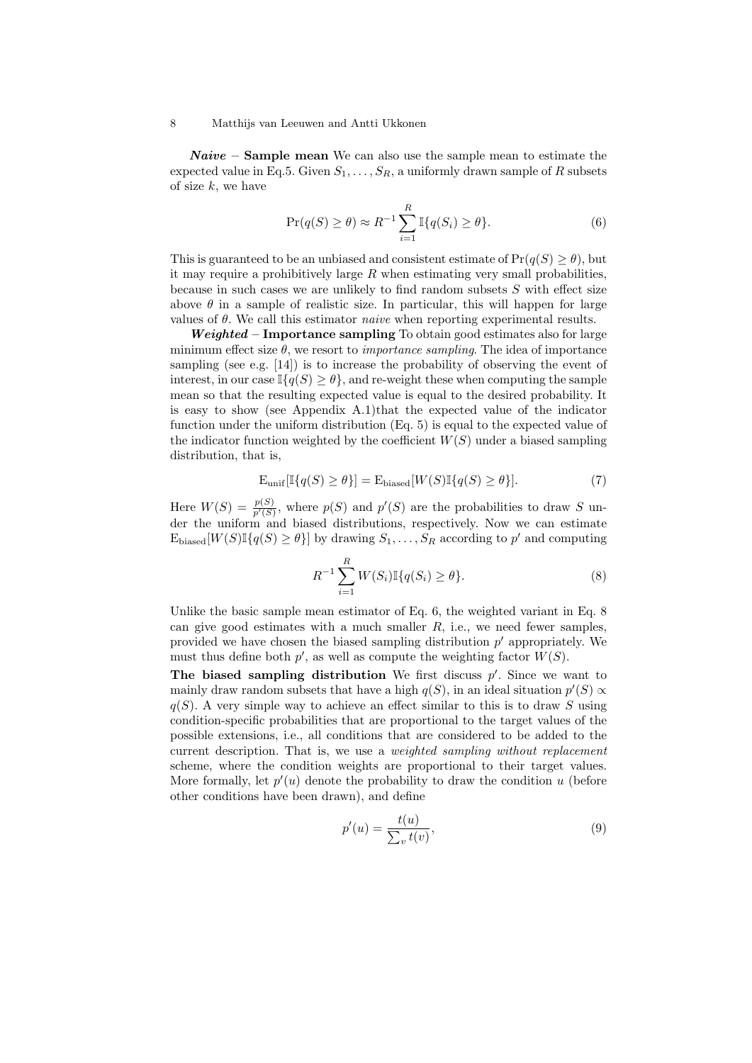***Naive* – Sample mean** We can also use the sample mean to estimate the expected value in Eq.5. Given $S_1, \ldots, S_R$, a uniformly drawn sample of $R$ subsets of size $k$, we have

$$\Pr(q(S) \geq \theta) \approx R^{-1} \sum_{i=1}^{R} \mathbb{I}\{q(S_i) \geq \theta\}. \tag{6}$$

This is guaranteed to be an unbiased and consistent estimate of $\Pr(q(S) \geq \theta)$, but it may require a prohibitively large $R$ when estimating very small probabilities, because in such cases we are unlikely to find random subsets $S$ with effect size above $\theta$ in a sample of realistic size. In particular, this will happen for large values of $\theta$. We call this estimator *naive* when reporting experimental results.

***Weighted* – Importance sampling** To obtain good estimates also for large minimum effect size $\theta$, we resort to *importance sampling*. The idea of importance sampling (see e.g. [14]) is to increase the probability of observing the event of interest, in our case $\mathbb{I}\{q(S) \geq \theta\}$, and re-weight these when computing the sample mean so that the resulting expected value is equal to the desired probability. It is easy to show (see Appendix A.1)that the expected value of the indicator function under the uniform distribution (Eq. 5) is equal to the expected value of the indicator function weighted by the coefficient $W(S)$ under a biased sampling distribution, that is,

$$\mathrm{E}_{\mathrm{unif}}[\mathbb{I}\{q(S) \geq \theta\}] = \mathrm{E}_{\mathrm{biased}}[W(S)\mathbb{I}\{q(S) \geq \theta\}]. \tag{7}$$

Here $W(S) = \frac{p(S)}{p'(S)}$, where $p(S)$ and $p'(S)$ are the probabilities to draw $S$ under the uniform and biased distributions, respectively. Now we can estimate $\mathrm{E}_{\mathrm{biased}}[W(S)\mathbb{I}\{q(S) \geq \theta\}]$ by drawing $S_1, \ldots, S_R$ according to $p'$ and computing

$$R^{-1} \sum_{i=1}^{R} W(S_i)\mathbb{I}\{q(S_i) \geq \theta\}. \tag{8}$$

Unlike the basic sample mean estimator of Eq. 6, the weighted variant in Eq. 8 can give good estimates with a much smaller $R$, i.e., we need fewer samples, provided we have chosen the biased sampling distribution $p'$ appropriately. We must thus define both $p'$, as well as compute the weighting factor $W(S)$.

**The biased sampling distribution** We first discuss $p'$. Since we want to mainly draw random subsets that have a high $q(S)$, in an ideal situation $p'(S) \propto q(S)$. A very simple way to achieve an effect similar to this is to draw $S$ using condition-specific probabilities that are proportional to the target values of the possible extensions, i.e., all conditions that are considered to be added to the current description. That is, we use a *weighted sampling without replacement* scheme, where the condition weights are proportional to their target values. More formally, let $p'(u)$ denote the probability to draw the condition $u$ (before other conditions have been drawn), and define

$$p'(u) = \frac{t(u)}{\sum_v t(v)}, \tag{9}$$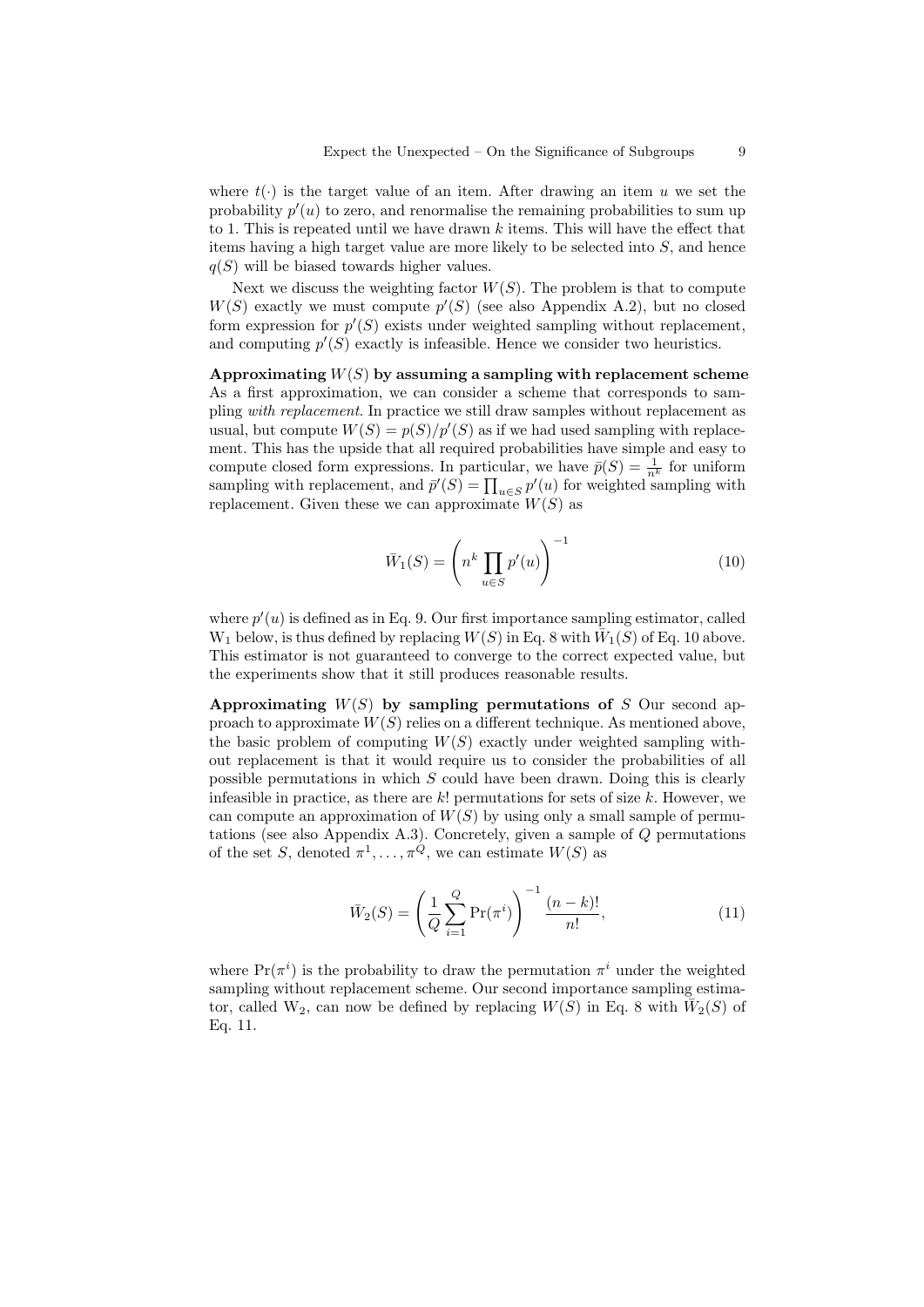where $t(\cdot)$ is the target value of an item. After drawing an item $u$ we set the probability $p'(u)$ to zero, and renormalise the remaining probabilities to sum up to 1. This is repeated until we have drawn $k$ items. This will have the effect that items having a high target value are more likely to be selected into $S$, and hence $q(S)$ will be biased towards higher values.

Next we discuss the weighting factor $W(S)$. The problem is that to compute $W(S)$ exactly we must compute $p'(S)$ (see also Appendix A.2), but no closed form expression for $p'(S)$ exists under weighted sampling without replacement, and computing $p'(S)$ exactly is infeasible. Hence we consider two heuristics.

**Approximating $W(S)$ by assuming a sampling with replacement scheme** As a first approximation, we can consider a scheme that corresponds to sampling *with replacement*. In practice we still draw samples without replacement as usual, but compute $W(S) = p(S)/p'(S)$ as if we had used sampling with replacement. This has the upside that all required probabilities have simple and easy to compute closed form expressions. In particular, we have $\bar{p}(S) = \frac{1}{n^k}$ for uniform sampling with replacement, and $\bar{p}'(S) = \prod_{u \in S} p'(u)$ for weighted sampling with replacement. Given these we can approximate $W(S)$ as

$$\bar{W}_1(S) = \left( n^k \prod_{u \in S} p'(u) \right)^{-1} \tag{10}$$

where $p'(u)$ is defined as in Eq. 9. Our first importance sampling estimator, called $\mathrm{W}_1$ below, is thus defined by replacing $W(S)$ in Eq. 8 with $\bar{W}_1(S)$ of Eq. 10 above. This estimator is not guaranteed to converge to the correct expected value, but the experiments show that it still produces reasonable results.

**Approximating $W(S)$ by sampling permutations of $S$** Our second approach to approximate $W(S)$ relies on a different technique. As mentioned above, the basic problem of computing $W(S)$ exactly under weighted sampling without replacement is that it would require us to consider the probabilities of all possible permutations in which $S$ could have been drawn. Doing this is clearly infeasible in practice, as there are $k!$ permutations for sets of size $k$. However, we can compute an approximation of $W(S)$ by using only a small sample of permutations (see also Appendix A.3). Concretely, given a sample of $Q$ permutations of the set $S$, denoted $\pi^1, \ldots, \pi^Q$, we can estimate $W(S)$ as

$$\bar{W}_2(S) = \left( \frac{1}{Q} \sum_{i=1}^{Q} \Pr(\pi^i) \right)^{-1} \frac{(n-k)!}{n!}, \tag{11}$$

where $\Pr(\pi^i)$ is the probability to draw the permutation $\pi^i$ under the weighted sampling without replacement scheme. Our second importance sampling estimator, called $\mathrm{W}_2$, can now be defined by replacing $W(S)$ in Eq. 8 with $\bar{W}_2(S)$ of Eq. 11.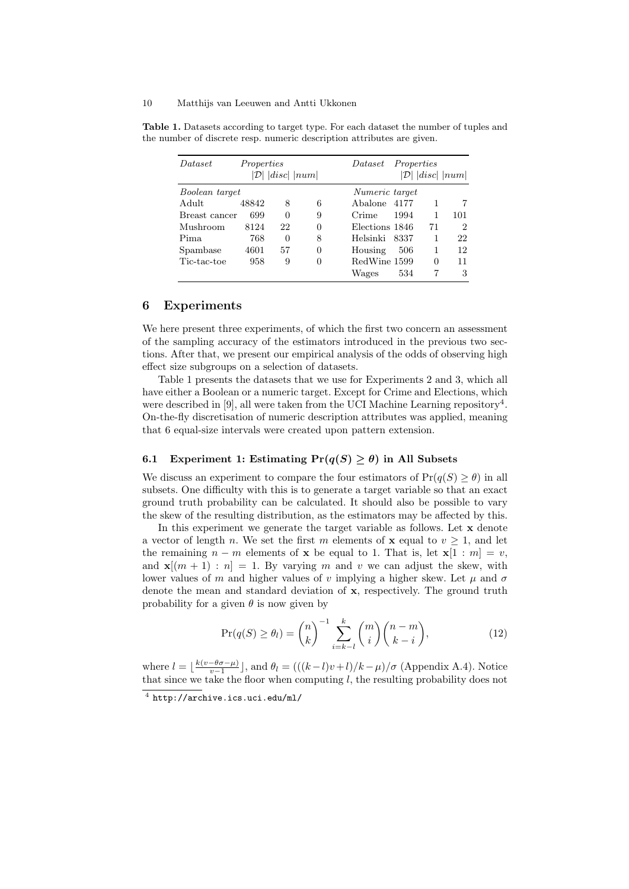**Table 1.** Datasets according to target type. For each dataset the number of tuples and the number of discrete resp. numeric description attributes are given.

| *Dataset* | *Properties* $\lvert\mathcal{D}\rvert$ | $\lvert disc\rvert$ | $\lvert num\rvert$ | *Dataset* | *Properties* $\lvert\mathcal{D}\rvert$ | $\lvert disc\rvert$ | $\lvert num\rvert$ |
|---|---|---|---|---|---|---|---|
| *Boolean target* | | | | *Numeric target* | | | |
| Adult | 48842 | 8 | 6 | Abalone | 4177 | 1 | 7 |
| Breast cancer | 699 | 0 | 9 | Crime | 1994 | 1 | 101 |
| Mushroom | 8124 | 22 | 0 | Elections | 1846 | 71 | 2 |
| Pima | 768 | 0 | 8 | Helsinki | 8337 | 1 | 22 |
| Spambase | 4601 | 57 | 0 | Housing | 506 | 1 | 12 |
| Tic-tac-toe | 958 | 9 | 0 | RedWine | 1599 | 0 | 11 |
| | | | | Wages | 534 | 7 | 3 |

## 6 Experiments

We here present three experiments, of which the first two concern an assessment of the sampling accuracy of the estimators introduced in the previous two sections. After that, we present our empirical analysis of the odds of observing high effect size subgroups on a selection of datasets.

Table 1 presents the datasets that we use for Experiments 2 and 3, which all have either a Boolean or a numeric target. Except for Crime and Elections, which were described in [9], all were taken from the UCI Machine Learning repository[4]. On-the-fly discretisation of numeric description attributes was applied, meaning that 6 equal-size intervals were created upon pattern extension.

### 6.1 Experiment 1: Estimating $\Pr(q(S) \geq \theta)$ in All Subsets

We discuss an experiment to compare the four estimators of $\Pr(q(S) \geq \theta)$ in all subsets. One difficulty with this is to generate a target variable so that an exact ground truth probability can be calculated. It should also be possible to vary the skew of the resulting distribution, as the estimators may be affected by this.

In this experiment we generate the target variable as follows. Let $\mathbf{x}$ denote a vector of length $n$. We set the first $m$ elements of $\mathbf{x}$ equal to $v \geq 1$, and let the remaining $n-m$ elements of $\mathbf{x}$ be equal to 1. That is, let $\mathbf{x}[1:m] = v$, and $\mathbf{x}[(m+1):n] = 1$. By varying $m$ and $v$ we can adjust the skew, with lower values of $m$ and higher values of $v$ implying a higher skew. Let $\mu$ and $\sigma$ denote the mean and standard deviation of $\mathbf{x}$, respectively. The ground truth probability for a given $\theta$ is now given by

$$\Pr(q(S) \geq \theta_l) = \binom{n}{k}^{-1} \sum_{i=k-l}^{k} \binom{m}{i}\binom{n-m}{k-i}, \tag{12}$$

where $l = \lfloor \frac{k(v-\theta\sigma-\mu)}{v-1} \rfloor$, and $\theta_l = (((k-l)v+l)/k-\mu)/\sigma$ (Appendix A.4). Notice that since we take the floor when computing $l$, the resulting probability does not

[4] http://archive.ics.uci.edu/ml/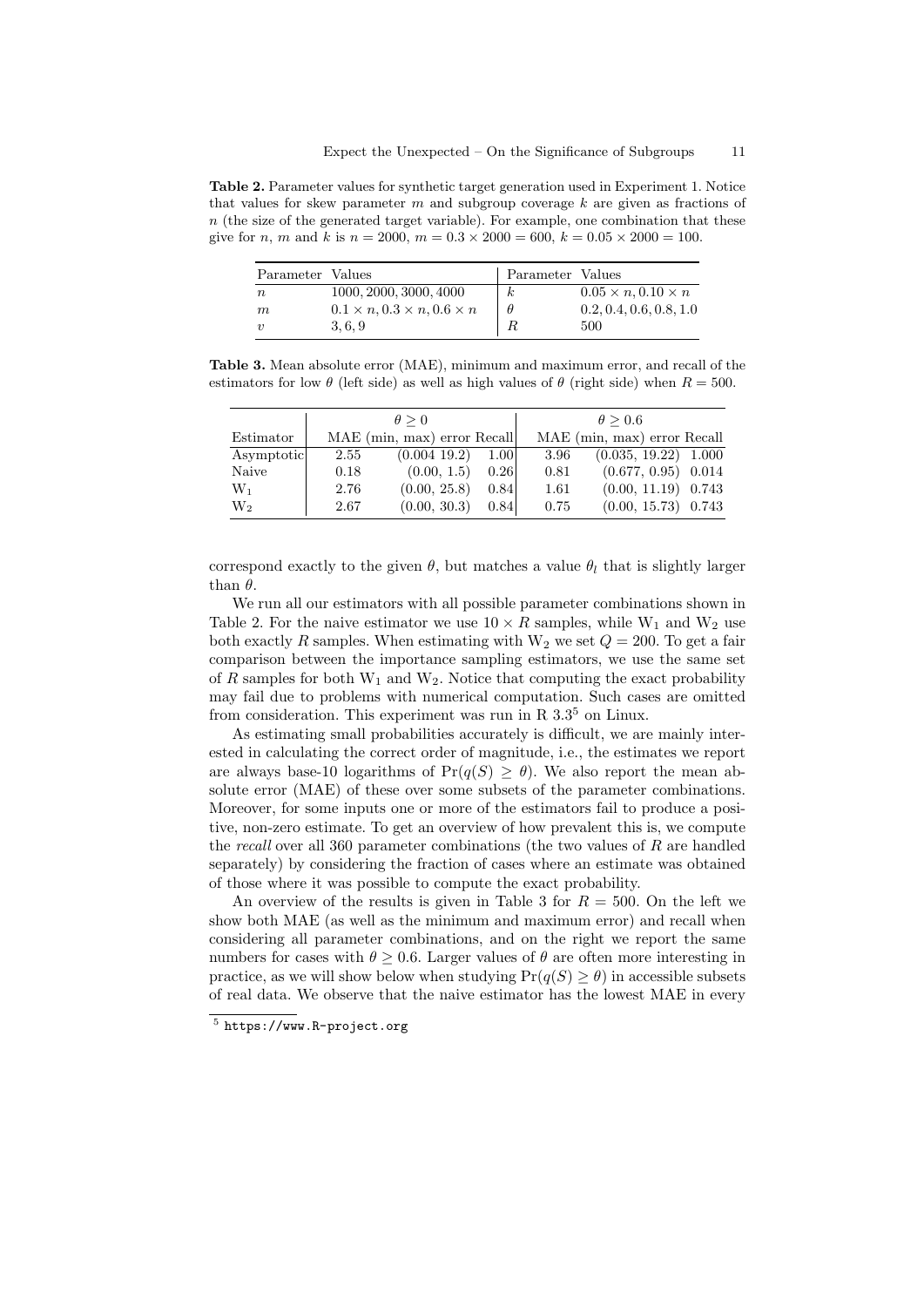**Table 2.** Parameter values for synthetic target generation used in Experiment 1. Notice that values for skew parameter $m$ and subgroup coverage $k$ are given as fractions of $n$ (the size of the generated target variable). For example, one combination that these give for $n$, $m$ and $k$ is $n = 2000$, $m = 0.3 \times 2000 = 600$, $k = 0.05 \times 2000 = 100$.

| Parameter | Values | Parameter | Values |
|---|---|---|---|
| $n$ | $1000, 2000, 3000, 4000$ | $k$ | $0.05 \times n, 0.10 \times n$ |
| $m$ | $0.1 \times n, 0.3 \times n, 0.6 \times n$ | $\theta$ | $0.2, 0.4, 0.6, 0.8, 1.0$ |
| $v$ | $3, 6, 9$ | $R$ | $500$ |

**Table 3.** Mean absolute error (MAE), minimum and maximum error, and recall of the estimators for low $\theta$ (left side) as well as high values of $\theta$ (right side) when $R = 500$.

| | $\theta \geq 0$ | | | $\theta \geq 0.6$ | | |
|---|---|---|---|---|---|---|
| Estimator | MAE | (min, max) error | Recall | MAE | (min, max) error | Recall |
| Asymptotic | 2.55 | (0.004 19.2) | 1.00 | 3.96 | (0.035, 19.22) | 1.000 |
| Naive | 0.18 | (0.00, 1.5) | 0.26 | 0.81 | (0.677, 0.95) | 0.014 |
| $W_1$ | 2.76 | (0.00, 25.8) | 0.84 | 1.61 | (0.00, 11.19) | 0.743 |
| $W_2$ | 2.67 | (0.00, 30.3) | 0.84 | 0.75 | (0.00, 15.73) | 0.743 |

correspond exactly to the given $\theta$, but matches a value $\theta_l$ that is slightly larger than $\theta$.

We run all our estimators with all possible parameter combinations shown in Table 2. For the naive estimator we use $10 \times R$ samples, while $W_1$ and $W_2$ use both exactly $R$ samples. When estimating with $W_2$ we set $Q = 200$. To get a fair comparison between the importance sampling estimators, we use the same set of $R$ samples for both $W_1$ and $W_2$. Notice that computing the exact probability may fail due to problems with numerical computation. Such cases are omitted from consideration. This experiment was run in R 3.3[5] on Linux.

As estimating small probabilities accurately is difficult, we are mainly interested in calculating the correct order of magnitude, i.e., the estimates we report are always base-10 logarithms of $\Pr(q(S) \geq \theta)$. We also report the mean absolute error (MAE) of these over some subsets of the parameter combinations. Moreover, for some inputs one or more of the estimators fail to produce a positive, non-zero estimate. To get an overview of how prevalent this is, we compute the *recall* over all 360 parameter combinations (the two values of $R$ are handled separately) by considering the fraction of cases where an estimate was obtained of those where it was possible to compute the exact probability.

An overview of the results is given in Table 3 for $R = 500$. On the left we show both MAE (as well as the minimum and maximum error) and recall when considering all parameter combinations, and on the right we report the same numbers for cases with $\theta \geq 0.6$. Larger values of $\theta$ are often more interesting in practice, as we will show below when studying $\Pr(q(S) \geq \theta)$ in accessible subsets of real data. We observe that the naive estimator has the lowest MAE in every

[5] https://www.R-project.org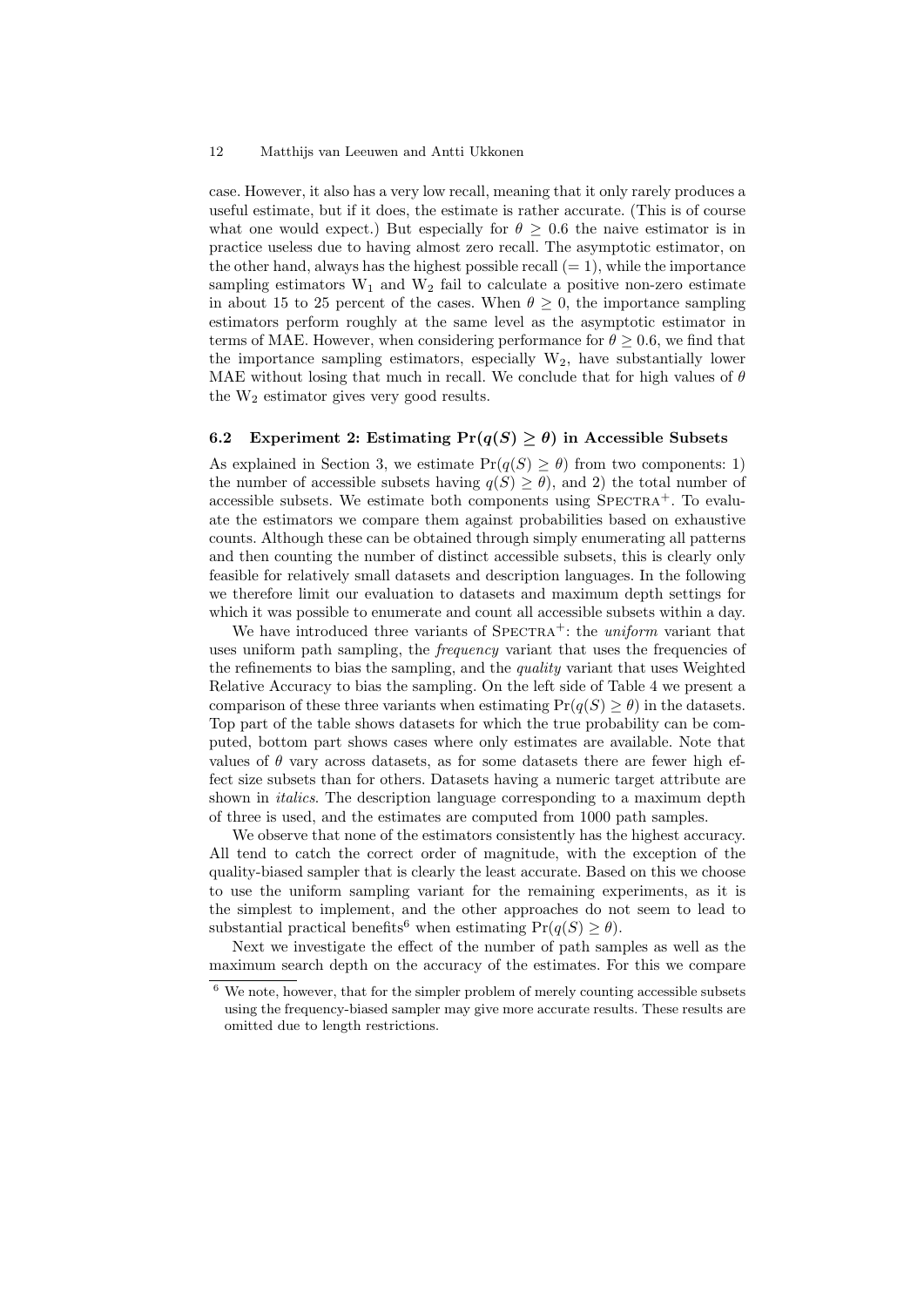case. However, it also has a very low recall, meaning that it only rarely produces a useful estimate, but if it does, the estimate is rather accurate. (This is of course what one would expect.) But especially for $\theta \geq 0.6$ the naive estimator is in practice useless due to having almost zero recall. The asymptotic estimator, on the other hand, always has the highest possible recall ($= 1$), while the importance sampling estimators $\mathrm{W}_1$ and $\mathrm{W}_2$ fail to calculate a positive non-zero estimate in about 15 to 25 percent of the cases. When $\theta \geq 0$, the importance sampling estimators perform roughly at the same level as the asymptotic estimator in terms of MAE. However, when considering performance for $\theta \geq 0.6$, we find that the importance sampling estimators, especially $\mathrm{W}_2$, have substantially lower MAE without losing that much in recall. We conclude that for high values of $\theta$ the $\mathrm{W}_2$ estimator gives very good results.

### 6.2 Experiment 2: Estimating $\Pr(q(S) \geq \theta)$ in Accessible Subsets

As explained in Section 3, we estimate $\Pr(q(S) \geq \theta)$ from two components: 1) the number of accessible subsets having $q(S) \geq \theta$), and 2) the total number of accessible subsets. We estimate both components using SPECTRA$^+$. To evaluate the estimators we compare them against probabilities based on exhaustive counts. Although these can be obtained through simply enumerating all patterns and then counting the number of distinct accessible subsets, this is clearly only feasible for relatively small datasets and description languages. In the following we therefore limit our evaluation to datasets and maximum depth settings for which it was possible to enumerate and count all accessible subsets within a day.

We have introduced three variants of SPECTRA$^+$: the *uniform* variant that uses uniform path sampling, the *frequency* variant that uses the frequencies of the refinements to bias the sampling, and the *quality* variant that uses Weighted Relative Accuracy to bias the sampling. On the left side of Table 4 we present a comparison of these three variants when estimating $\Pr(q(S) \geq \theta)$ in the datasets. Top part of the table shows datasets for which the true probability can be computed, bottom part shows cases where only estimates are available. Note that values of $\theta$ vary across datasets, as for some datasets there are fewer high effect size subsets than for others. Datasets having a numeric target attribute are shown in *italics*. The description language corresponding to a maximum depth of three is used, and the estimates are computed from 1000 path samples.

We observe that none of the estimators consistently has the highest accuracy. All tend to catch the correct order of magnitude, with the exception of the quality-biased sampler that is clearly the least accurate. Based on this we choose to use the uniform sampling variant for the remaining experiments, as it is the simplest to implement, and the other approaches do not seem to lead to substantial practical benefits[6] when estimating $\Pr(q(S) \geq \theta)$.

Next we investigate the effect of the number of path samples as well as the maximum search depth on the accuracy of the estimates. For this we compare

[6] We note, however, that for the simpler problem of merely counting accessible subsets using the frequency-biased sampler may give more accurate results. These results are omitted due to length restrictions.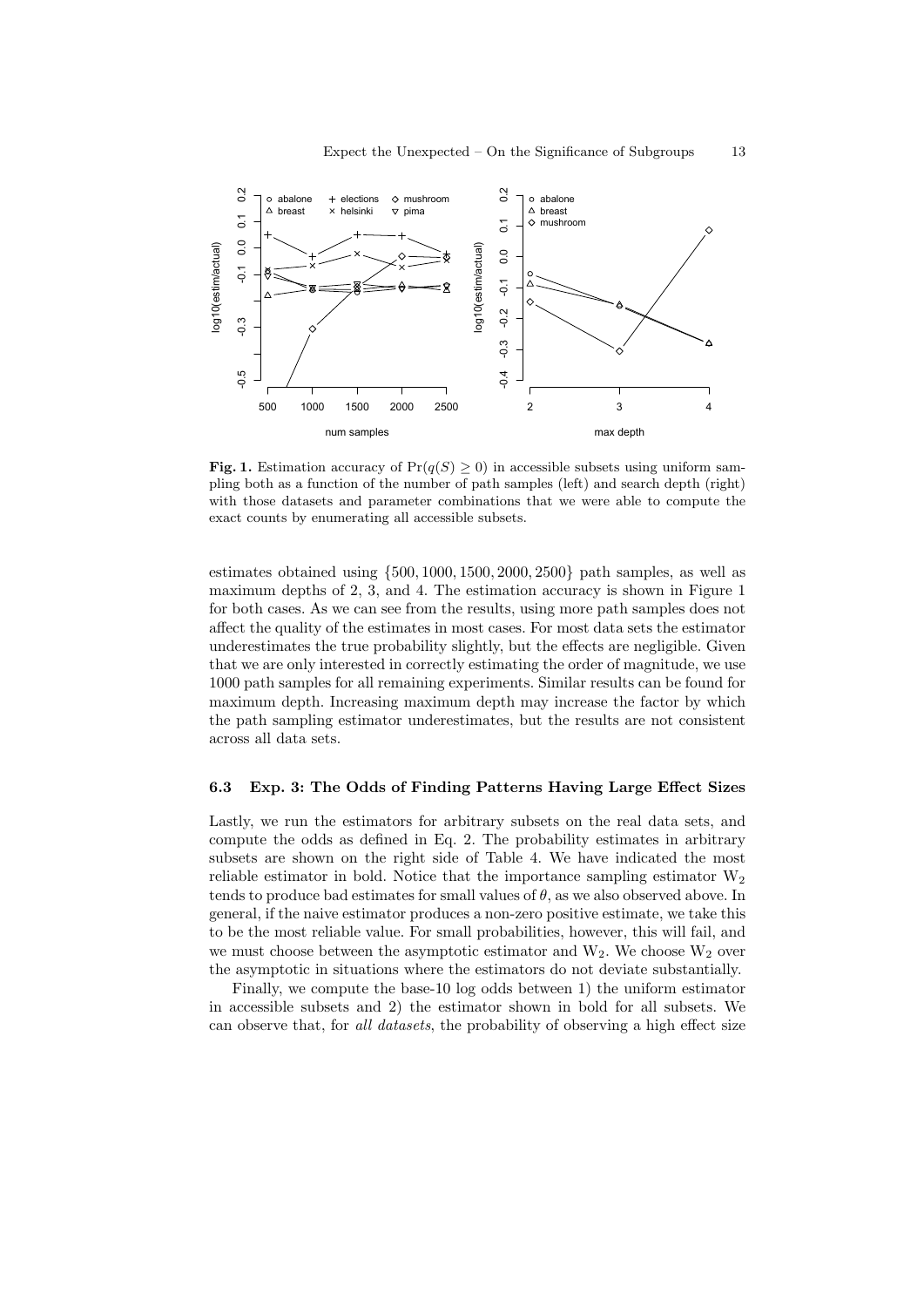**Fig. 1.** Estimation accuracy of $\Pr(q(S) \geq 0)$ in accessible subsets using uniform sampling both as a function of the number of path samples (left) and search depth (right) with those datasets and parameter combinations that we were able to compute the exact counts by enumerating all accessible subsets.

estimates obtained using $\{500, 1000, 1500, 2000, 2500\}$ path samples, as well as maximum depths of 2, 3, and 4. The estimation accuracy is shown in Figure 1 for both cases. As we can see from the results, using more path samples does not affect the quality of the estimates in most cases. For most data sets the estimator underestimates the true probability slightly, but the effects are negligible. Given that we are only interested in correctly estimating the order of magnitude, we use 1000 path samples for all remaining experiments. Similar results can be found for maximum depth. Increasing maximum depth may increase the factor by which the path sampling estimator underestimates, but the results are not consistent across all data sets.

### 6.3 Exp. 3: The Odds of Finding Patterns Having Large Effect Sizes

Lastly, we run the estimators for arbitrary subsets on the real data sets, and compute the odds as defined in Eq. 2. The probability estimates in arbitrary subsets are shown on the right side of Table 4. We have indicated the most reliable estimator in bold. Notice that the importance sampling estimator $W_2$ tends to produce bad estimates for small values of $\theta$, as we also observed above. In general, if the naive estimator produces a non-zero positive estimate, we take this to be the most reliable value. For small probabilities, however, this will fail, and we must choose between the asymptotic estimator and $W_2$. We choose $W_2$ over the asymptotic in situations where the estimators do not deviate substantially.

Finally, we compute the base-10 log odds between 1) the uniform estimator in accessible subsets and 2) the estimator shown in bold for all subsets. We can observe that, for *all datasets*, the probability of observing a high effect size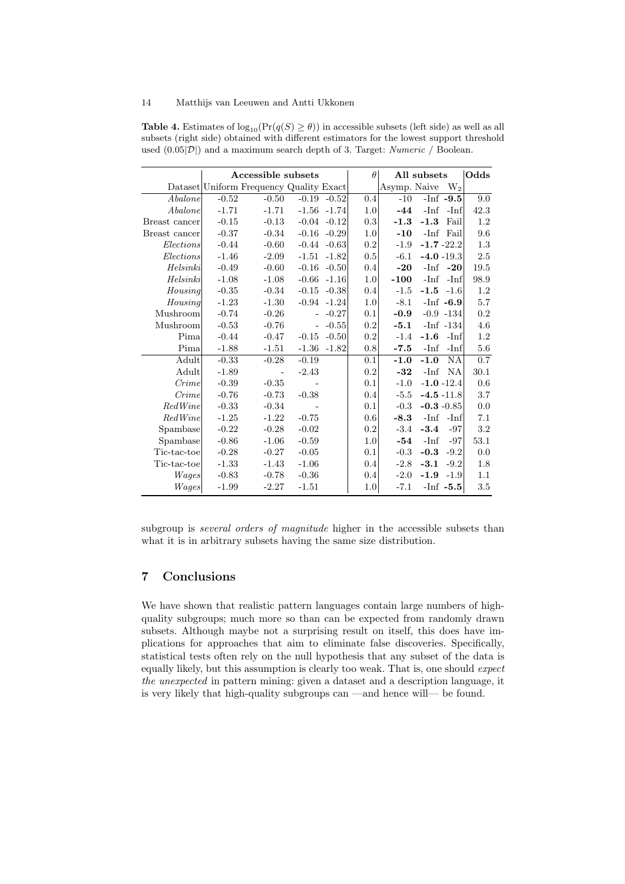**Table 4.** Estimates of $\log_{10}(\Pr(q(S) \geq \theta))$ in accessible subsets (left side) as well as all subsets (right side) obtained with different estimators for the lowest support threshold used $(0.05|\mathcal{D}|)$ and a maximum search depth of 3. Target: *Numeric* / Boolean.

| | **Accessible subsets** | | | | $\theta$ | **All subsets** | | | **Odds** |
|---|---|---|---|---|---|---|---|---|---|
| Dataset | Uniform | Frequency | Quality | Exact | | Asymp. | Naive | $W_2$ | |
| *Abalone* | -0.52 | -0.50 | -0.19 | -0.52 | 0.4 | -10 | -Inf | **-9.5** | 9.0 |
| *Abalone* | -1.71 | -1.71 | -1.56 | -1.74 | 1.0 | **-44** | -Inf | -Inf | 42.3 |
| Breast cancer | -0.15 | -0.13 | -0.04 | -0.12 | 0.3 | **-1.3** | **-1.3** | Fail | 1.2 |
| Breast cancer | -0.37 | -0.34 | -0.16 | -0.29 | 1.0 | **-10** | -Inf | Fail | 9.6 |
| *Elections* | -0.44 | -0.60 | -0.44 | -0.63 | 0.2 | -1.9 | **-1.7** | -22.2 | 1.3 |
| *Elections* | -1.46 | -2.09 | -1.51 | -1.82 | 0.5 | -6.1 | **-4.0** | -19.3 | 2.5 |
| *Helsinki* | -0.49 | -0.60 | -0.16 | -0.50 | 0.4 | **-20** | -Inf | **-20** | 19.5 |
| *Helsinki* | -1.08 | -1.08 | -0.66 | -1.16 | 1.0 | **-100** | -Inf | -Inf | 98.9 |
| *Housing* | -0.35 | -0.34 | -0.15 | -0.38 | 0.4 | -1.5 | **-1.5** | -1.6 | 1.2 |
| *Housing* | -1.23 | -1.30 | -0.94 | -1.24 | 1.0 | -8.1 | -Inf | **-6.9** | 5.7 |
| Mushroom | -0.74 | -0.26 | - | -0.27 | 0.1 | **-0.9** | -0.9 | -134 | 0.2 |
| Mushroom | -0.53 | -0.76 | - | -0.55 | 0.2 | **-5.1** | -Inf | -134 | 4.6 |
| Pima | -0.44 | -0.47 | -0.15 | -0.50 | 0.2 | -1.4 | **-1.6** | -Inf | 1.2 |
| Pima | -1.88 | -1.51 | -1.36 | -1.82 | 0.8 | **-7.5** | -Inf | -Inf | 5.6 |
| Adult | -0.33 | -0.28 | -0.19 | | 0.1 | **-1.0** | **-1.0** | NA | 0.7 |
| Adult | -1.89 | - | -2.43 | | 0.2 | **-32** | -Inf | NA | 30.1 |
| *Crime* | -0.39 | -0.35 | - | | 0.1 | -1.0 | **-1.0** | -12.4 | 0.6 |
| *Crime* | -0.76 | -0.73 | -0.38 | | 0.4 | -5.5 | **-4.5** | -11.8 | 3.7 |
| *RedWine* | -0.33 | -0.34 | - | | 0.1 | -0.3 | **-0.3** | -0.85 | 0.0 |
| *RedWine* | -1.25 | -1.22 | -0.75 | | 0.6 | **-8.3** | -Inf | -Inf | 7.1 |
| Spambase | -0.22 | -0.28 | -0.02 | | 0.2 | -3.4 | **-3.4** | -97 | 3.2 |
| Spambase | -0.86 | -1.06 | -0.59 | | 1.0 | **-54** | -Inf | -97 | 53.1 |
| Tic-tac-toe | -0.28 | -0.27 | -0.05 | | 0.1 | -0.3 | **-0.3** | -9.2 | 0.0 |
| Tic-tac-toe | -1.33 | -1.43 | -1.06 | | 0.4 | -2.8 | **-3.1** | -9.2 | 1.8 |
| *Wages* | -0.83 | -0.78 | -0.36 | | 0.4 | -2.0 | **-1.9** | -1.9 | 1.1 |
| *Wages* | -1.99 | -2.27 | -1.51 | | 1.0 | -7.1 | -Inf | **-5.5** | 3.5 |

subgroup is *several orders of magnitude* higher in the accessible subsets than what it is in arbitrary subsets having the same size distribution.

## 7 Conclusions

We have shown that realistic pattern languages contain large numbers of high-quality subgroups; much more so than can be expected from randomly drawn subsets. Although maybe not a surprising result on itself, this does have implications for approaches that aim to eliminate false discoveries. Specifically, statistical tests often rely on the null hypothesis that any subset of the data is equally likely, but this assumption is clearly too weak. That is, one should *expect the unexpected* in pattern mining: given a dataset and a description language, it is very likely that high-quality subgroups can —and hence will— be found.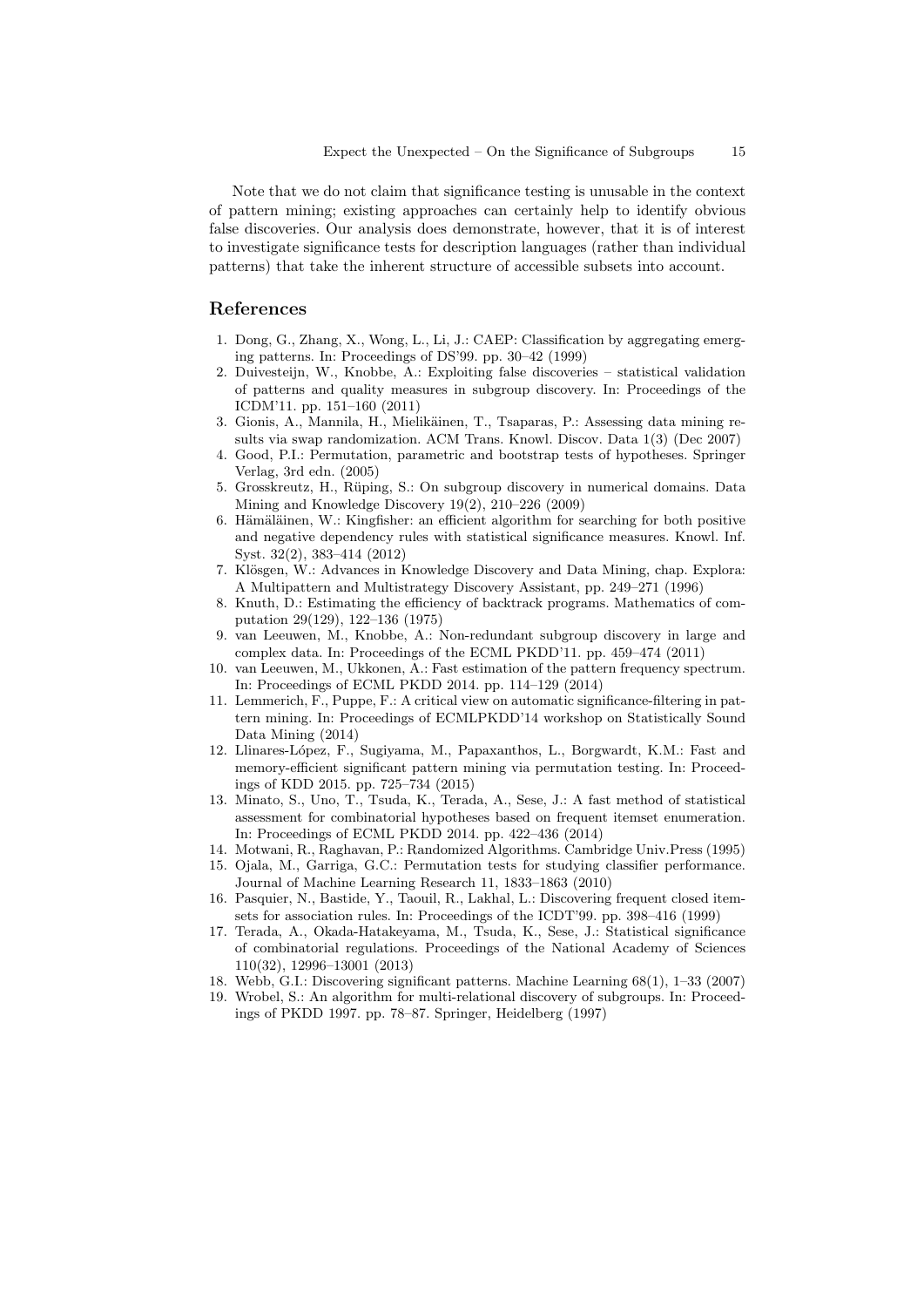Note that we do not claim that significance testing is unusable in the context of pattern mining; existing approaches can certainly help to identify obvious false discoveries. Our analysis does demonstrate, however, that it is of interest to investigate significance tests for description languages (rather than individual patterns) that take the inherent structure of accessible subsets into account.

## References

1. Dong, G., Zhang, X., Wong, L., Li, J.: CAEP: Classification by aggregating emerging patterns. In: Proceedings of DS'99. pp. 30–42 (1999)
2. Duivesteijn, W., Knobbe, A.: Exploiting false discoveries – statistical validation of patterns and quality measures in subgroup discovery. In: Proceedings of the ICDM'11. pp. 151–160 (2011)
3. Gionis, A., Mannila, H., Mielikäinen, T., Tsaparas, P.: Assessing data mining results via swap randomization. ACM Trans. Knowl. Discov. Data 1(3) (Dec 2007)
4. Good, P.I.: Permutation, parametric and bootstrap tests of hypotheses. Springer Verlag, 3rd edn. (2005)
5. Grosskreutz, H., Rüping, S.: On subgroup discovery in numerical domains. Data Mining and Knowledge Discovery 19(2), 210–226 (2009)
6. Hämäläinen, W.: Kingfisher: an efficient algorithm for searching for both positive and negative dependency rules with statistical significance measures. Knowl. Inf. Syst. 32(2), 383–414 (2012)
7. Klösgen, W.: Advances in Knowledge Discovery and Data Mining, chap. Explora: A Multipattern and Multistrategy Discovery Assistant, pp. 249–271 (1996)
8. Knuth, D.: Estimating the efficiency of backtrack programs. Mathematics of computation 29(129), 122–136 (1975)
9. van Leeuwen, M., Knobbe, A.: Non-redundant subgroup discovery in large and complex data. In: Proceedings of the ECML PKDD'11. pp. 459–474 (2011)
10. van Leeuwen, M., Ukkonen, A.: Fast estimation of the pattern frequency spectrum. In: Proceedings of ECML PKDD 2014. pp. 114–129 (2014)
11. Lemmerich, F., Puppe, F.: A critical view on automatic significance-filtering in pattern mining. In: Proceedings of ECMLPKDD'14 workshop on Statistically Sound Data Mining (2014)
12. Llinares-López, F., Sugiyama, M., Papaxanthos, L., Borgwardt, K.M.: Fast and memory-efficient significant pattern mining via permutation testing. In: Proceedings of KDD 2015. pp. 725–734 (2015)
13. Minato, S., Uno, T., Tsuda, K., Terada, A., Sese, J.: A fast method of statistical assessment for combinatorial hypotheses based on frequent itemset enumeration. In: Proceedings of ECML PKDD 2014. pp. 422–436 (2014)
14. Motwani, R., Raghavan, P.: Randomized Algorithms. Cambridge Univ.Press (1995)
15. Ojala, M., Garriga, G.C.: Permutation tests for studying classifier performance. Journal of Machine Learning Research 11, 1833–1863 (2010)
16. Pasquier, N., Bastide, Y., Taouil, R., Lakhal, L.: Discovering frequent closed itemsets for association rules. In: Proceedings of the ICDT'99. pp. 398–416 (1999)
17. Terada, A., Okada-Hatakeyama, M., Tsuda, K., Sese, J.: Statistical significance of combinatorial regulations. Proceedings of the National Academy of Sciences 110(32), 12996–13001 (2013)
18. Webb, G.I.: Discovering significant patterns. Machine Learning 68(1), 1–33 (2007)
19. Wrobel, S.: An algorithm for multi-relational discovery of subgroups. In: Proceedings of PKDD 1997. pp. 78–87. Springer, Heidelberg (1997)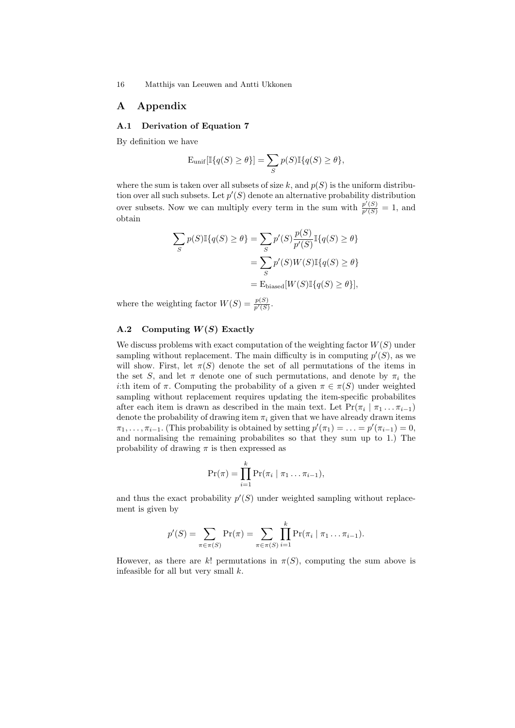# A Appendix

## A.1 Derivation of Equation 7

By definition we have

$$\mathrm{E}_{\mathrm{unif}}[\mathbb{I}\{q(S) \geq \theta\}] = \sum_S p(S)\mathbb{I}\{q(S) \geq \theta\},$$

where the sum is taken over all subsets of size $k$, and $p(S)$ is the uniform distribution over all such subsets. Let $p'(S)$ denote an alternative probability distribution over subsets. Now we can multiply every term in the sum with $\frac{p'(S)}{p'(S)} = 1$, and obtain

$$\begin{aligned}
\sum_S p(S)\mathbb{I}\{q(S) \geq \theta\} &= \sum_S p'(S)\frac{p(S)}{p'(S)}\mathbb{I}\{q(S) \geq \theta\} \\
&= \sum_S p'(S)W(S)\mathbb{I}\{q(S) \geq \theta\} \\
&= \mathrm{E}_{\mathrm{biased}}[W(S)\mathbb{I}\{q(S) \geq \theta\}],
\end{aligned}$$

where the weighting factor $W(S) = \frac{p(S)}{p'(S)}$.

## A.2 Computing $W(S)$ Exactly

We discuss problems with exact computation of the weighting factor $W(S)$ under sampling without replacement. The main difficulty is in computing $p'(S)$, as we will show. First, let $\pi(S)$ denote the set of all permutations of the items in the set $S$, and let $\pi$ denote one of such permutations, and denote by $\pi_i$ the $i$:th item of $\pi$. Computing the probability of a given $\pi \in \pi(S)$ under weighted sampling without replacement requires updating the item-specific probabilites after each item is drawn as described in the main text. Let $\Pr(\pi_i \mid \pi_1 \ldots \pi_{i-1})$ denote the probability of drawing item $\pi_i$ given that we have already drawn items $\pi_1, \ldots, \pi_{i-1}$. (This probability is obtained by setting $p'(\pi_1) = \ldots = p'(\pi_{i-1}) = 0$, and normalising the remaining probabilites so that they sum up to 1.) The probability of drawing $\pi$ is then expressed as

$$\Pr(\pi) = \prod_{i=1}^{k} \Pr(\pi_i \mid \pi_1 \ldots \pi_{i-1}),$$

and thus the exact probability $p'(S)$ under weighted sampling without replacement is given by

$$p'(S) = \sum_{\pi \in \pi(S)} \Pr(\pi) = \sum_{\pi \in \pi(S)} \prod_{i=1}^{k} \Pr(\pi_i \mid \pi_1 \ldots \pi_{i-1}).$$

However, as there are $k!$ permutations in $\pi(S)$, computing the sum above is infeasible for all but very small $k$.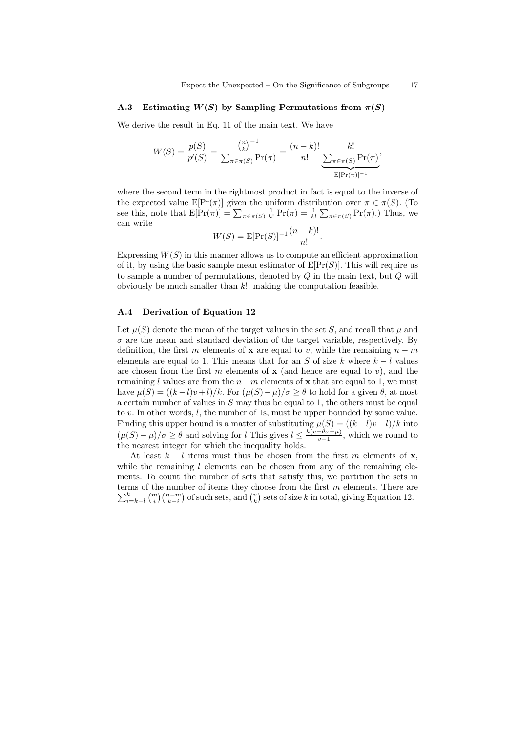### A.3 Estimating $W(S)$ by Sampling Permutations from $\pi(S)$

We derive the result in Eq. 11 of the main text. We have

$$W(S) = \frac{p(S)}{p'(S)} = \frac{\binom{n}{k}^{-1}}{\sum_{\pi \in \pi(S)} \Pr(\pi)} = \frac{(n-k)!}{n!} \underbrace{\frac{k!}{\sum_{\pi \in \pi(S)} \Pr(\pi)}}_{\mathrm{E}[\Pr(\pi)]^{-1}},$$

where the second term in the rightmost product in fact is equal to the inverse of the expected value $\mathrm{E}[\Pr(\pi)]$ given the uniform distribution over $\pi \in \pi(S)$. (To see this, note that $\mathrm{E}[\Pr(\pi)] = \sum_{\pi \in \pi(S)} \frac{1}{k!} \Pr(\pi) = \frac{1}{k!} \sum_{\pi \in \pi(S)} \Pr(\pi)$.) Thus, we can write

$$W(S) = \mathrm{E}[\Pr(S)]^{-1} \frac{(n-k)!}{n!}.$$

Expressing $W(S)$ in this manner allows us to compute an efficient approximation of it, by using the basic sample mean estimator of $\mathrm{E}[\Pr(S)]$. This will require us to sample a number of permutations, denoted by $Q$ in the main text, but $Q$ will obviously be much smaller than $k!$, making the computation feasible.

### A.4 Derivation of Equation 12

Let $\mu(S)$ denote the mean of the target values in the set $S$, and recall that $\mu$ and $\sigma$ are the mean and standard deviation of the target variable, respectively. By definition, the first $m$ elements of $\mathbf{x}$ are equal to $v$, while the remaining $n-m$ elements are equal to 1. This means that for an $S$ of size $k$ where $k-l$ values are chosen from the first $m$ elements of $\mathbf{x}$ (and hence are equal to $v$), and the remaining $l$ values are from the $n-m$ elements of $\mathbf{x}$ that are equal to 1, we must have $\mu(S) = ((k-l)v + l)/k$. For $(\mu(S) - \mu)/\sigma \geq \theta$ to hold for a given $\theta$, at most a certain number of values in $S$ may thus be equal to 1, the others must be equal to $v$. In other words, $l$, the number of 1s, must be upper bounded by some value. Finding this upper bound is a matter of substituting $\mu(S) = ((k-l)v+l)/k$ into $(\mu(S) - \mu)/\sigma \geq \theta$ and solving for $l$ This gives $l \leq \frac{k(v - \theta\sigma - \mu)}{v-1}$, which we round to the nearest integer for which the inequality holds.

At least $k-l$ items must thus be chosen from the first $m$ elements of $\mathbf{x}$, while the remaining $l$ elements can be chosen from any of the remaining elements. To count the number of sets that satisfy this, we partition the sets in terms of the number of items they choose from the first $m$ elements. There are $\sum_{i=k-l}^{k} \binom{m}{i}\binom{n-m}{k-i}$ of such sets, and $\binom{n}{k}$ sets of size $k$ in total, giving Equation 12.